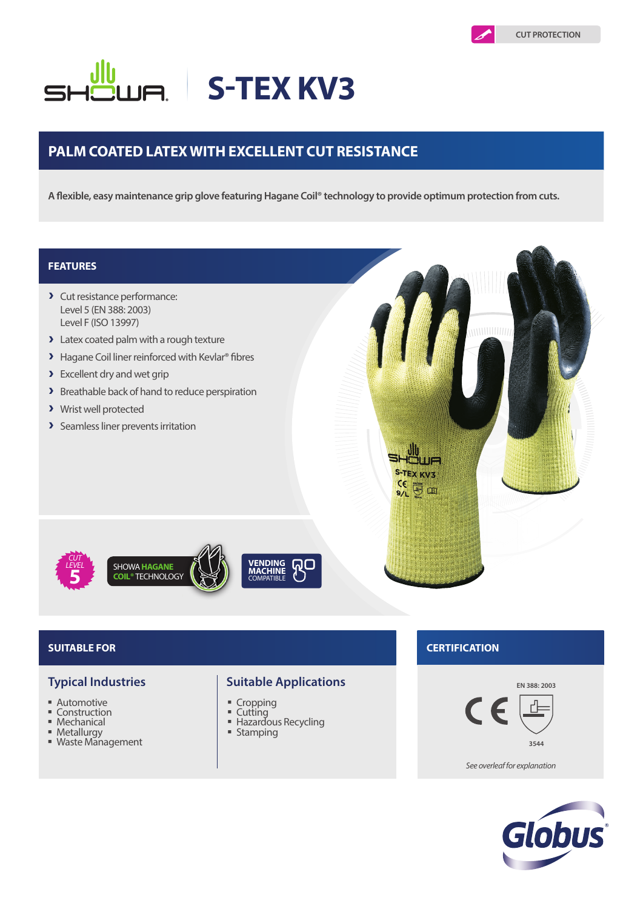CUT PROTECTION

# S-TEX KV3

## PALM COATED LATEX WITH EXCELLENT CUT RESISTANCE

**A flexible, easy maintenance grip glove featuring Hagane Coil® technology to provide optimum protection from cuts.**

## FEATURES

- Cut resistance performance:
  Level 5 (EN 388: 2003)
  Level F (ISO 13997)
- Latex coated palm with a rough texture
- Hagane Coil liner reinforced with Kevlar® fibres
- Excellent dry and wet grip
- Breathable back of hand to reduce perspiration
- Wrist well protected
- Seamless liner prevents irritation

CUT LEVEL 5

SHOWA HAGANE COIL® TECHNOLOGY

VENDING MACHINE COMPATIBLE

## SUITABLE FOR

### Typical Industries

- Automotive
- Construction
- Mechanical
- Metallurgy
- Waste Management

### Suitable Applications

- Cropping
- Cutting
- Hazardous Recycling
- Stamping

## CERTIFICATION

EN 388: 2003

3544

*See overleaf for explanation*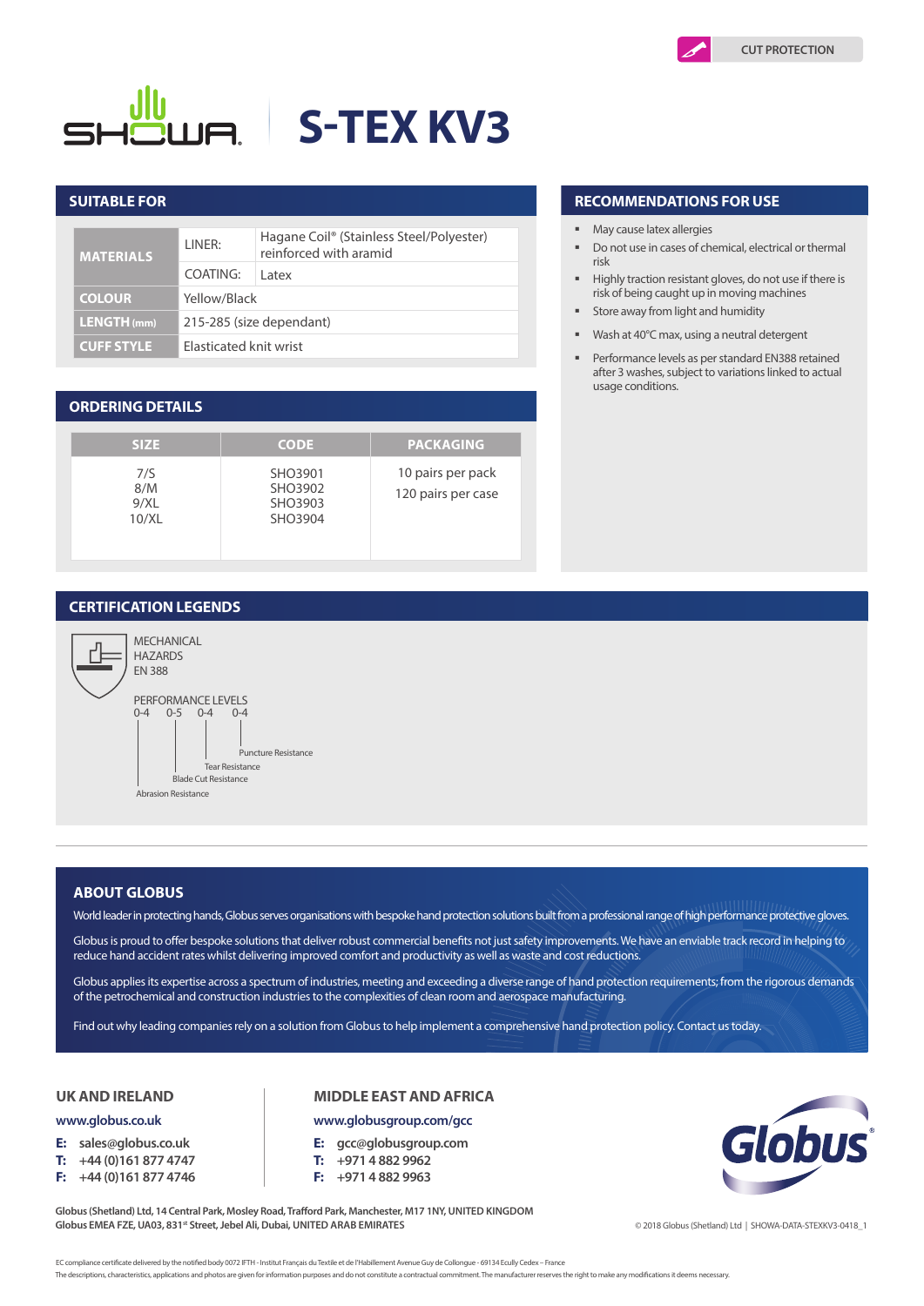CUT PROTECTION

# S-TEX KV3

## SUITABLE FOR

| | | |
|---|---|---|
| **MATERIALS** | LINER: | Hagane Coil® (Stainless Steel/Polyester) reinforced with aramid |
| | COATING: | Latex |
| **COLOUR** | Yellow/Black | |
| **LENGTH** (mm) | 215-285 (size dependant) | |
| **CUFF STYLE** | Elasticated knit wrist | |

## ORDERING DETAILS

| SIZE | CODE | PACKAGING |
|---|---|---|
| 7/S<br>8/M<br>9/XL<br>10/XL | SHO3901<br>SHO3902<br>SHO3903<br>SHO3904 | 10 pairs per pack<br>120 pairs per case |

## RECOMMENDATIONS FOR USE

- May cause latex allergies
- Do not use in cases of chemical, electrical or thermal risk
- Highly traction resistant gloves, do not use if there is risk of being caught up in moving machines
- Store away from light and humidity
- Wash at 40°C max, using a neutral detergent
- Performance levels as per standard EN388 retained after 3 washes, subject to variations linked to actual usage conditions.

## CERTIFICATION LEGENDS

MECHANICAL HAZARDS
EN 388

PERFORMANCE LEVELS
0-4 0-5 0-4 0-4

Puncture Resistance
Tear Resistance
Blade Cut Resistance
Abrasion Resistance

## ABOUT GLOBUS

World leader in protecting hands, Globus serves organisations with bespoke hand protection solutions built from a professional range of high performance protective gloves.

Globus is proud to offer bespoke solutions that deliver robust commercial benefits not just safety improvements. We have an enviable track record in helping to reduce hand accident rates whilst delivering improved comfort and productivity as well as waste and cost reductions.

Globus applies its expertise across a spectrum of industries, meeting and exceeding a diverse range of hand protection requirements; from the rigorous demands of the petrochemical and construction industries to the complexities of clean room and aerospace manufacturing.

Find out why leading companies rely on a solution from Globus to help implement a comprehensive hand protection policy. Contact us today.

### UK AND IRELAND

www.globus.co.uk

**E:** sales@globus.co.uk
**T:** +44 (0)161 877 4747
**F:** +44 (0)161 877 4746

### MIDDLE EAST AND AFRICA

www.globusgroup.com/gcc

**E:** gcc@globusgroup.com
**T:** +971 4 882 9962
**F:** +971 4 882 9963

Globus (Shetland) Ltd, 14 Central Park, Mosley Road, Trafford Park, Manchester, M17 1NY, UNITED KINGDOM
Globus EMEA FZE, UA03, 831st Street, Jebel Ali, Dubai, UNITED ARAB EMIRATES

© 2018 Globus (Shetland) Ltd | SHOWA-DATA-STEXKV3-0418_1

EC compliance certificate delivered by the notified body 0072 IFTH - Institut Français du Textile et de l'Habillement Avenue Guy de Collongue - 69134 Ecully Cedex – France
The descriptions, characteristics, applications and photos are given for information purposes and do not constitute a contractual commitment. The manufacturer reserves the right to make any modifications it deems necessary.